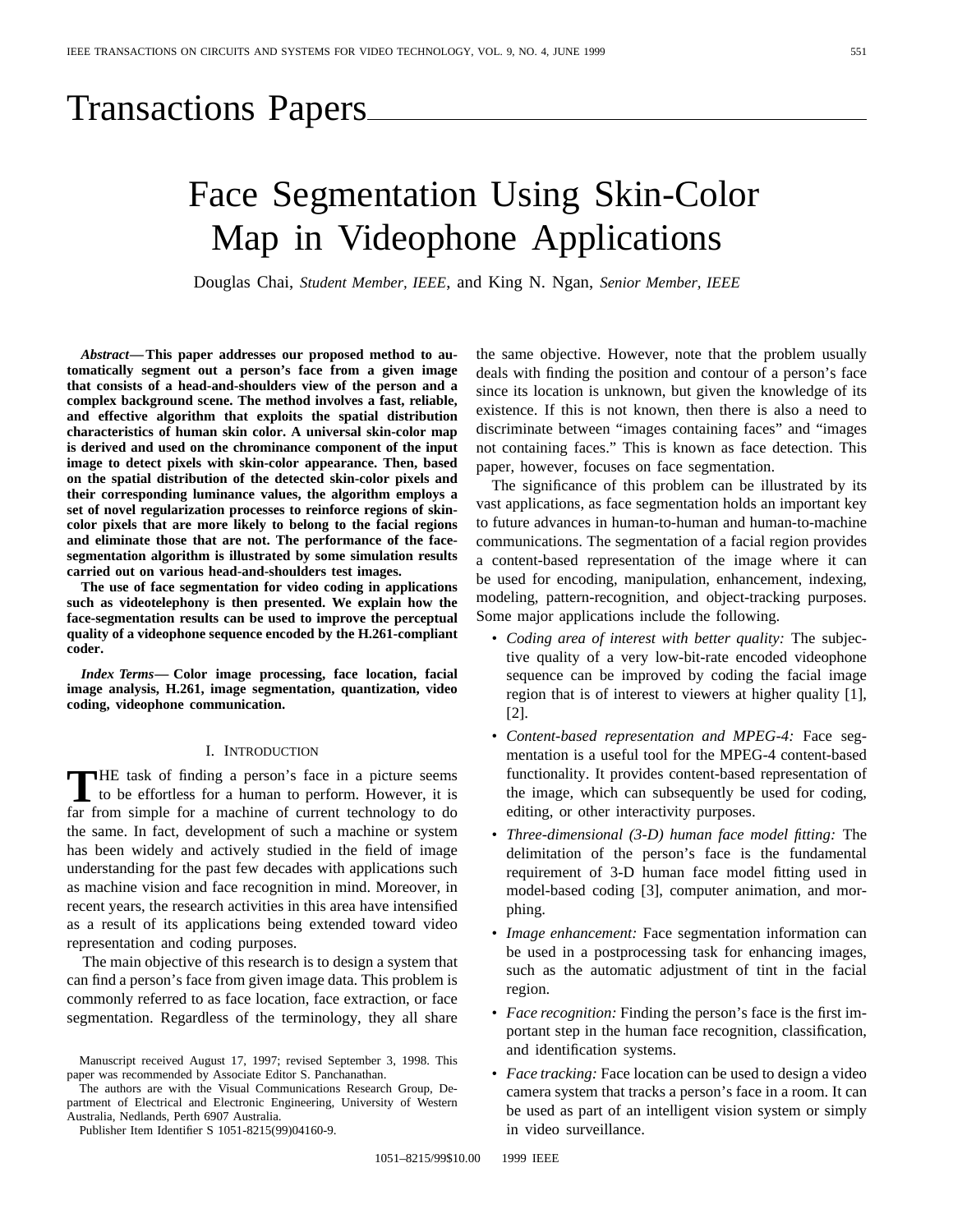# Transactions Papers

# Face Segmentation Using Skin-Color Map in Videophone Applications

Douglas Chai, *Student Member, IEEE*, and King N. Ngan, *Senior Member, IEEE*

***Abstract*—This paper addresses our proposed method to automatically segment out a person's face from a given image that consists of a head-and-shoulders view of the person and a complex background scene. The method involves a fast, reliable, and effective algorithm that exploits the spatial distribution characteristics of human skin color. A universal skin-color map is derived and used on the chrominance component of the input image to detect pixels with skin-color appearance. Then, based on the spatial distribution of the detected skin-color pixels and their corresponding luminance values, the algorithm employs a set of novel regularization processes to reinforce regions of skin-color pixels that are more likely to belong to the facial regions and eliminate those that are not. The performance of the face-segmentation algorithm is illustrated by some simulation results carried out on various head-and-shoulders test images.**

**The use of face segmentation for video coding in applications such as videotelephony is then presented. We explain how the face-segmentation results can be used to improve the perceptual quality of a videophone sequence encoded by the H.261-compliant coder.**

***Index Terms*— Color image processing, face location, facial image analysis, H.261, image segmentation, quantization, video coding, videophone communication.**

## I. Introduction

The task of finding a person's face in a picture seems to be effortless for a human to perform. However, it is far from simple for a machine of current technology to do the same. In fact, development of such a machine or system has been widely and actively studied in the field of image understanding for the past few decades with applications such as machine vision and face recognition in mind. Moreover, in recent years, the research activities in this area have intensified as a result of its applications being extended toward video representation and coding purposes.

The main objective of this research is to design a system that can find a person's face from given image data. This problem is commonly referred to as face location, face extraction, or face segmentation. Regardless of the terminology, they all share the same objective. However, note that the problem usually deals with finding the position and contour of a person's face since its location is unknown, but given the knowledge of its existence. If this is not known, then there is also a need to discriminate between "images containing faces" and "images not containing faces." This is known as face detection. This paper, however, focuses on face segmentation.

The significance of this problem can be illustrated by its vast applications, as face segmentation holds an important key to future advances in human-to-human and human-to-machine communications. The segmentation of a facial region provides a content-based representation of the image where it can be used for encoding, manipulation, enhancement, indexing, modeling, pattern-recognition, and object-tracking purposes. Some major applications include the following.

- *Coding area of interest with better quality:* The subjective quality of a very low-bit-rate encoded videophone sequence can be improved by coding the facial image region that is of interest to viewers at higher quality [1], [2].
- *Content-based representation and MPEG-4:* Face segmentation is a useful tool for the MPEG-4 content-based functionality. It provides content-based representation of the image, which can subsequently be used for coding, editing, or other interactivity purposes.
- *Three-dimensional (3-D) human face model fitting:* The delimitation of the person's face is the fundamental requirement of 3-D human face model fitting used in model-based coding [3], computer animation, and morphing.
- *Image enhancement:* Face segmentation information can be used in a postprocessing task for enhancing images, such as the automatic adjustment of tint in the facial region.
- *Face recognition:* Finding the person's face is the first important step in the human face recognition, classification, and identification systems.
- *Face tracking:* Face location can be used to design a video camera system that tracks a person's face in a room. It can be used as part of an intelligent vision system or simply in video surveillance.

Manuscript received August 17, 1997; revised September 3, 1998. This paper was recommended by Associate Editor S. Panchanathan.

The authors are with the Visual Communications Research Group, Department of Electrical and Electronic Engineering, University of Western Australia, Nedlands, Perth 6907 Australia.

Publisher Item Identifier S 1051-8215(99)04160-9.

1051–8215/99$10.00 © 1999 IEEE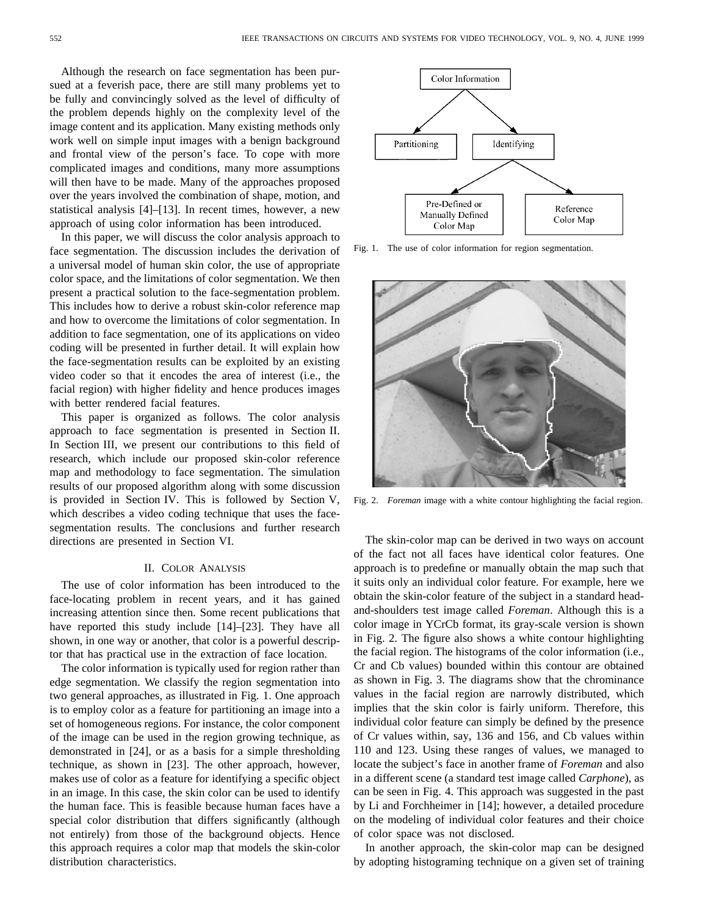Although the research on face segmentation has been pursued at a feverish pace, there are still many problems yet to be fully and convincingly solved as the level of difficulty of the problem depends highly on the complexity level of the image content and its application. Many existing methods only work well on simple input images with a benign background and frontal view of the person's face. To cope with more complicated images and conditions, many more assumptions will then have to be made. Many of the approaches proposed over the years involved the combination of shape, motion, and statistical analysis [4]–[13]. In recent times, however, a new approach of using color information has been introduced.

In this paper, we will discuss the color analysis approach to face segmentation. The discussion includes the derivation of a universal model of human skin color, the use of appropriate color space, and the limitations of color segmentation. We then present a practical solution to the face-segmentation problem. This includes how to derive a robust skin-color reference map and how to overcome the limitations of color segmentation. In addition to face segmentation, one of its applications on video coding will be presented in further detail. It will explain how the face-segmentation results can be exploited by an existing video coder so that it encodes the area of interest (i.e., the facial region) with higher fidelity and hence produces images with better rendered facial features.

This paper is organized as follows. The color analysis approach to face segmentation is presented in Section II. In Section III, we present our contributions to this field of research, which include our proposed skin-color reference map and methodology to face segmentation. The simulation results of our proposed algorithm along with some discussion is provided in Section IV. This is followed by Section V, which describes a video coding technique that uses the face-segmentation results. The conclusions and further research directions are presented in Section VI.

## II. Color Analysis

The use of color information has been introduced to the face-locating problem in recent years, and it has gained increasing attention since then. Some recent publications that have reported this study include [14]–[23]. They have all shown, in one way or another, that color is a powerful descriptor that has practical use in the extraction of face location.

The color information is typically used for region rather than edge segmentation. We classify the region segmentation into two general approaches, as illustrated in Fig. 1. One approach is to employ color as a feature for partitioning an image into a set of homogeneous regions. For instance, the color component of the image can be used in the region growing technique, as demonstrated in [24], or as a basis for a simple thresholding technique, as shown in [23]. The other approach, however, makes use of color as a feature for identifying a specific object in an image. In this case, the skin color can be used to identify the human face. This is feasible because human faces have a special color distribution that differs significantly (although not entirely) from those of the background objects. Hence this approach requires a color map that models the skin-color distribution characteristics.

Color Information

Partitioning

Identifying

Pre-Defined or Manually Defined Color Map

Reference Color Map

Fig. 1. The use of color information for region segmentation.

Fig. 2. *Foreman* image with a white contour highlighting the facial region.

The skin-color map can be derived in two ways on account of the fact not all faces have identical color features. One approach is to predefine or manually obtain the map such that it suits only an individual color feature. For example, here we obtain the skin-color feature of the subject in a standard head-and-shoulders test image called *Foreman*. Although this is a color image in YCrCb format, its gray-scale version is shown in Fig. 2. The figure also shows a white contour highlighting the facial region. The histograms of the color information (i.e., Cr and Cb values) bounded within this contour are obtained as shown in Fig. 3. The diagrams show that the chrominance values in the facial region are narrowly distributed, which implies that the skin color is fairly uniform. Therefore, this individual color feature can simply be defined by the presence of Cr values within, say, 136 and 156, and Cb values within 110 and 123. Using these ranges of values, we managed to locate the subject's face in another frame of *Foreman* and also in a different scene (a standard test image called *Carphone*), as can be seen in Fig. 4. This approach was suggested in the past by Li and Forchheimer in [14]; however, a detailed procedure on the modeling of individual color features and their choice of color space was not disclosed.

In another approach, the skin-color map can be designed by adopting histograming technique on a given set of training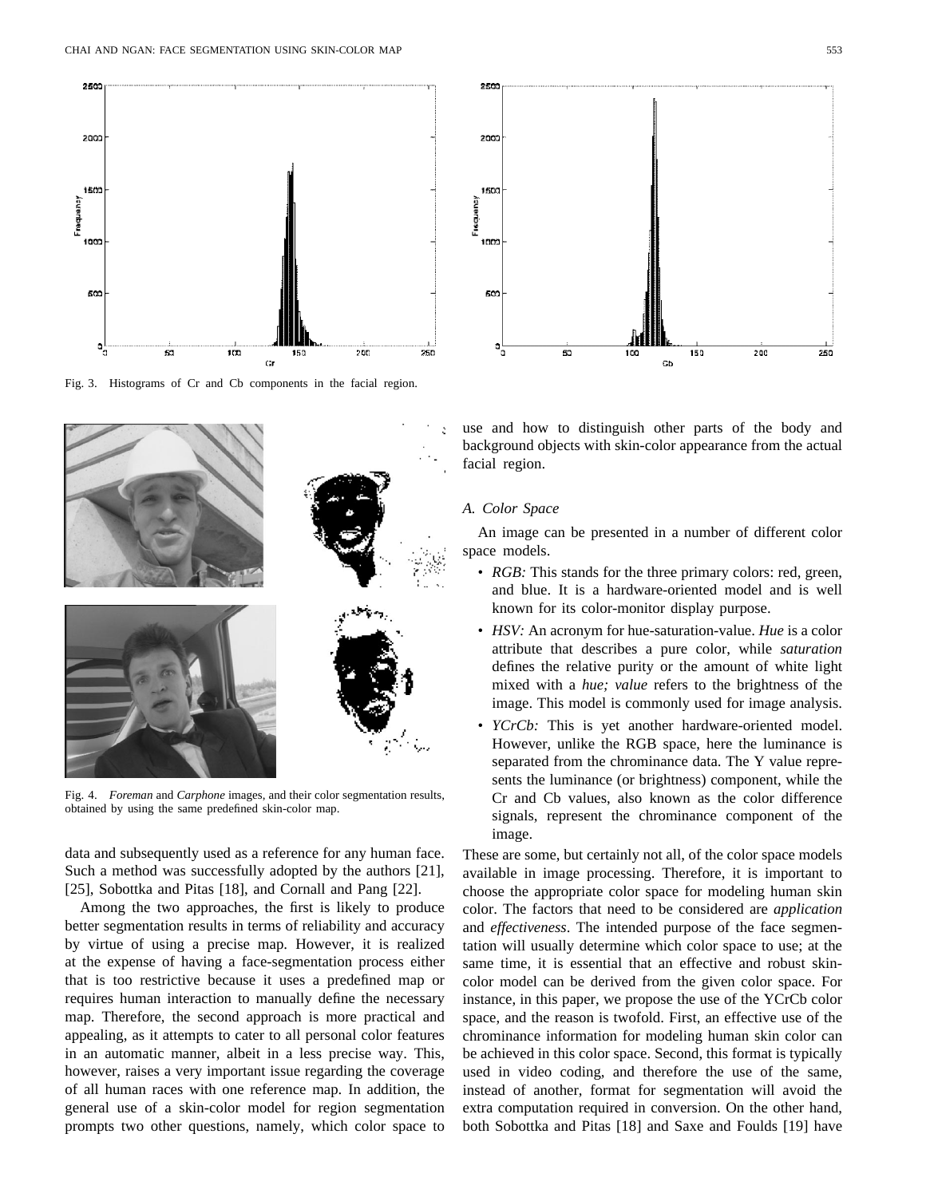2500

2000

1500

1000

500

0

0 50 100 150 200 250

Cr

Frequency

2500

2000

1500

1000

500

0

0 50 100 150 200 250

Cb

Frequency

Fig. 3. Histograms of Cr and Cb components in the facial region.

Fig. 4. *Foreman* and *Carphone* images, and their color segmentation results, obtained by using the same predefined skin-color map.

data and subsequently used as a reference for any human face. Such a method was successfully adopted by the authors [21], [25], Sobottka and Pitas [18], and Cornall and Pang [22].

Among the two approaches, the first is likely to produce better segmentation results in terms of reliability and accuracy by virtue of using a precise map. However, it is realized at the expense of having a face-segmentation process either that is too restrictive because it uses a predefined map or requires human interaction to manually define the necessary map. Therefore, the second approach is more practical and appealing, as it attempts to cater to all personal color features in an automatic manner, albeit in a less precise way. This, however, raises a very important issue regarding the coverage of all human races with one reference map. In addition, the general use of a skin-color model for region segmentation prompts two other questions, namely, which color space to use and how to distinguish other parts of the body and background objects with skin-color appearance from the actual facial region.

### A. Color Space

An image can be presented in a number of different color space models.

- *RGB:* This stands for the three primary colors: red, green, and blue. It is a hardware-oriented model and is well known for its color-monitor display purpose.
- *HSV:* An acronym for hue-saturation-value. *Hue* is a color attribute that describes a pure color, while *saturation* defines the relative purity or the amount of white light mixed with a *hue; value* refers to the brightness of the image. This model is commonly used for image analysis.
- *YCrCb:* This is yet another hardware-oriented model. However, unlike the RGB space, here the luminance is separated from the chrominance data. The Y value represents the luminance (or brightness) component, while the Cr and Cb values, also known as the color difference signals, represent the chrominance component of the image.

These are some, but certainly not all, of the color space models available in image processing. Therefore, it is important to choose the appropriate color space for modeling human skin color. The factors that need to be considered are *application* and *effectiveness*. The intended purpose of the face segmentation will usually determine which color space to use; at the same time, it is essential that an effective and robust skin-color model can be derived from the given color space. For instance, in this paper, we propose the use of the YCrCb color space, and the reason is twofold. First, an effective use of the chrominance information for modeling human skin color can be achieved in this color space. Second, this format is typically used in video coding, and therefore the use of the same, instead of another, format for segmentation will avoid the extra computation required in conversion. On the other hand, both Sobottka and Pitas [18] and Saxe and Foulds [19] have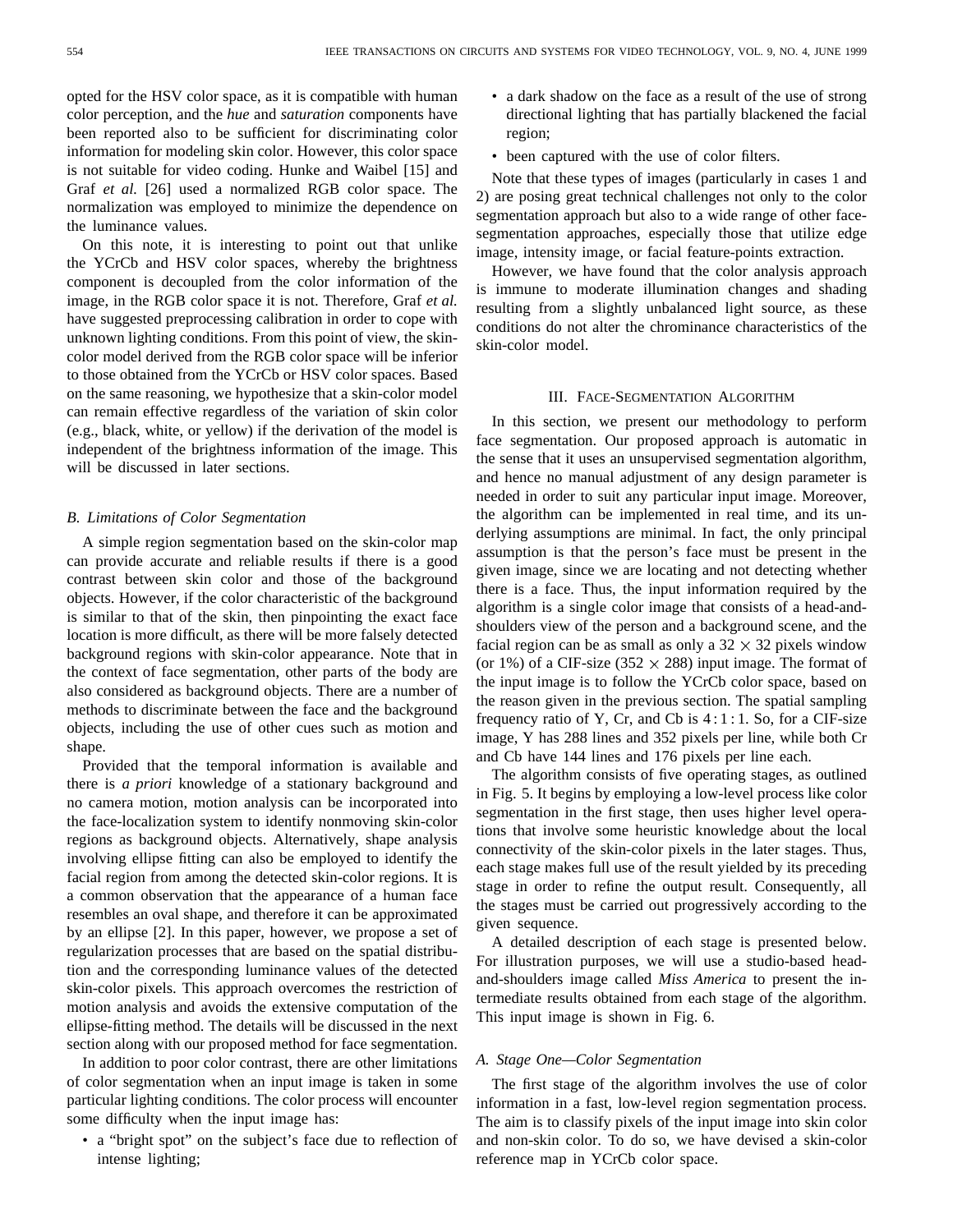opted for the HSV color space, as it is compatible with human color perception, and the *hue* and *saturation* components have been reported also to be sufficient for discriminating color information for modeling skin color. However, this color space is not suitable for video coding. Hunke and Waibel [15] and Graf *et al.* [26] used a normalized RGB color space. The normalization was employed to minimize the dependence on the luminance values.

On this note, it is interesting to point out that unlike the YCrCb and HSV color spaces, whereby the brightness component is decoupled from the color information of the image, in the RGB color space it is not. Therefore, Graf *et al.* have suggested preprocessing calibration in order to cope with unknown lighting conditions. From this point of view, the skin-color model derived from the RGB color space will be inferior to those obtained from the YCrCb or HSV color spaces. Based on the same reasoning, we hypothesize that a skin-color model can remain effective regardless of the variation of skin color (e.g., black, white, or yellow) if the derivation of the model is independent of the brightness information of the image. This will be discussed in later sections.

### B. Limitations of Color Segmentation

A simple region segmentation based on the skin-color map can provide accurate and reliable results if there is a good contrast between skin color and those of the background objects. However, if the color characteristic of the background is similar to that of the skin, then pinpointing the exact face location is more difficult, as there will be more falsely detected background regions with skin-color appearance. Note that in the context of face segmentation, other parts of the body are also considered as background objects. There are a number of methods to discriminate between the face and the background objects, including the use of other cues such as motion and shape.

Provided that the temporal information is available and there is *a priori* knowledge of a stationary background and no camera motion, motion analysis can be incorporated into the face-localization system to identify nonmoving skin-color regions as background objects. Alternatively, shape analysis involving ellipse fitting can also be employed to identify the facial region from among the detected skin-color regions. It is a common observation that the appearance of a human face resembles an oval shape, and therefore it can be approximated by an ellipse [2]. In this paper, however, we propose a set of regularization processes that are based on the spatial distribution and the corresponding luminance values of the detected skin-color pixels. This approach overcomes the restriction of motion analysis and avoids the extensive computation of the ellipse-fitting method. The details will be discussed in the next section along with our proposed method for face segmentation.

In addition to poor color contrast, there are other limitations of color segmentation when an input image is taken in some particular lighting conditions. The color process will encounter some difficulty when the input image has:

- a "bright spot" on the subject's face due to reflection of intense lighting;
- a dark shadow on the face as a result of the use of strong directional lighting that has partially blackened the facial region;
- been captured with the use of color filters.

Note that these types of images (particularly in cases 1 and 2) are posing great technical challenges not only to the color segmentation approach but also to a wide range of other face-segmentation approaches, especially those that utilize edge image, intensity image, or facial feature-points extraction.

However, we have found that the color analysis approach is immune to moderate illumination changes and shading resulting from a slightly unbalanced light source, as these conditions do not alter the chrominance characteristics of the skin-color model.

## III. Face-Segmentation Algorithm

In this section, we present our methodology to perform face segmentation. Our proposed approach is automatic in the sense that it uses an unsupervised segmentation algorithm, and hence no manual adjustment of any design parameter is needed in order to suit any particular input image. Moreover, the algorithm can be implemented in real time, and its underlying assumptions are minimal. In fact, the only principal assumption is that the person's face must be present in the given image, since we are locating and not detecting whether there is a face. Thus, the input information required by the algorithm is a single color image that consists of a head-and-shoulders view of the person and a background scene, and the facial region can be as small as only a $32 \times 32$ pixels window (or 1%) of a CIF-size ($352 \times 288$) input image. The format of the input image is to follow the YCrCb color space, based on the reason given in the previous section. The spatial sampling frequency ratio of Y, Cr, and Cb is $4:1:1$. So, for a CIF-size image, Y has 288 lines and 352 pixels per line, while both Cr and Cb have 144 lines and 176 pixels per line each.

The algorithm consists of five operating stages, as outlined in Fig. 5. It begins by employing a low-level process like color segmentation in the first stage, then uses higher level operations that involve some heuristic knowledge about the local connectivity of the skin-color pixels in the later stages. Thus, each stage makes full use of the result yielded by its preceding stage in order to refine the output result. Consequently, all the stages must be carried out progressively according to the given sequence.

A detailed description of each stage is presented below. For illustration purposes, we will use a studio-based head-and-shoulders image called *Miss America* to present the intermediate results obtained from each stage of the algorithm. This input image is shown in Fig. 6.

### A. Stage One—Color Segmentation

The first stage of the algorithm involves the use of color information in a fast, low-level region segmentation process. The aim is to classify pixels of the input image into skin color and non-skin color. To do so, we have devised a skin-color reference map in YCrCb color space.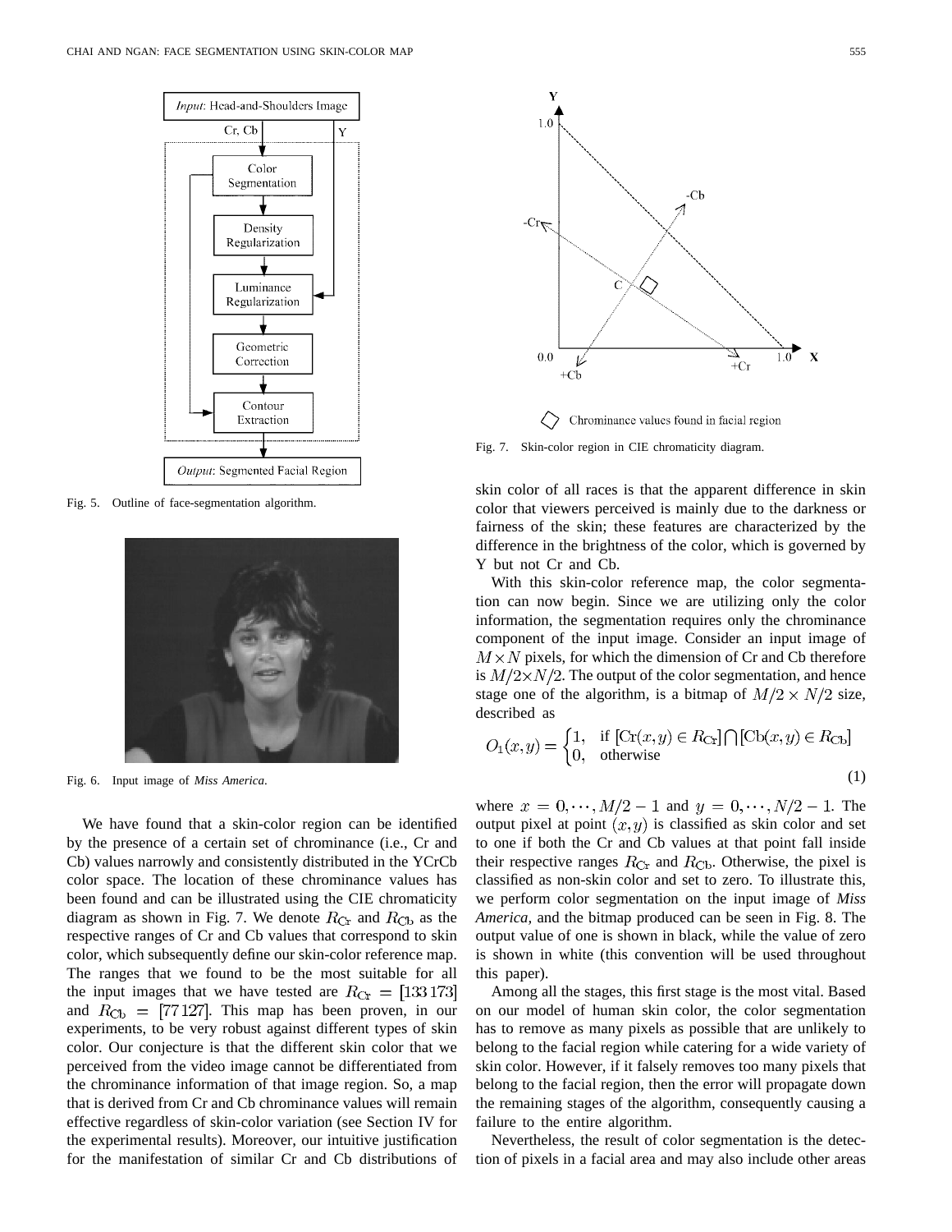Input: Head-and-Shoulders Image

Cr, Cb

Y

Color Segmentation

Density Regularization

Luminance Regularization

Geometric Correction

Contour Extraction

Output: Segmented Facial Region

Fig. 5. Outline of face-segmentation algorithm.

Fig. 6. Input image of *Miss America*.

We have found that a skin-color region can be identified by the presence of a certain set of chrominance (i.e., Cr and Cb) values narrowly and consistently distributed in the YCrCb color space. The location of these chrominance values has been found and can be illustrated using the CIE chromaticity diagram as shown in Fig. 7. We denote $R_{\rm Cr}$ and $R_{\rm Cb}$ as the respective ranges of Cr and Cb values that correspond to skin color, which subsequently define our skin-color reference map. The ranges that we found to be the most suitable for all the input images that we have tested are $R_{\rm Cr} = [133\ 173]$ and $R_{\rm Cb} = [77\ 127]$. This map has been proven, in our experiments, to be very robust against different types of skin color. Our conjecture is that the different skin color that we perceived from the video image cannot be differentiated from the chrominance information of that image region. So, a map that is derived from Cr and Cb chrominance values will remain effective regardless of skin-color variation (see Section IV for the experimental results). Moreover, our intuitive justification for the manifestation of similar Cr and Cb distributions of

Y

1.0

-Cb

-Cr

C

0.0

+Cb

+Cr

1.0

X

Chrominance values found in facial region

Fig. 7. Skin-color region in CIE chromaticity diagram.

skin color of all races is that the apparent difference in skin color that viewers perceived is mainly due to the darkness or fairness of the skin; these features are characterized by the difference in the brightness of the color, which is governed by Y but not Cr and Cb.

With this skin-color reference map, the color segmentation can now begin. Since we are utilizing only the color information, the segmentation requires only the chrominance component of the input image. Consider an input image of $M \times N$ pixels, for which the dimension of Cr and Cb therefore is $M/2 \times N/2$. The output of the color segmentation, and hence stage one of the algorithm, is a bitmap of $M/2 \times N/2$ size, described as

$$O_1(x,y) = \begin{cases} 1, & \text{if } [\mathrm{Cr}(x,y) \in R_{\mathrm{Cr}}] \bigcap [\mathrm{Cb}(x,y) \in R_{\mathrm{Cb}}] \\ 0, & \text{otherwise} \end{cases} \tag{1}$$

where $x = 0, \cdots, M/2 - 1$ and $y = 0, \cdots, N/2 - 1$. The output pixel at point $(x, y)$ is classified as skin color and set to one if both the Cr and Cb values at that point fall inside their respective ranges $R_{\rm Cr}$ and $R_{\rm Cb}$. Otherwise, the pixel is classified as non-skin color and set to zero. To illustrate this, we perform color segmentation on the input image of *Miss America*, and the bitmap produced can be seen in Fig. 8. The output value of one is shown in black, while the value of zero is shown in white (this convention will be used throughout this paper).

Among all the stages, this first stage is the most vital. Based on our model of human skin color, the color segmentation has to remove as many pixels as possible that are unlikely to belong to the facial region while catering for a wide variety of skin color. However, if it falsely removes too many pixels that belong to the facial region, then the error will propagate down the remaining stages of the algorithm, consequently causing a failure to the entire algorithm.

Nevertheless, the result of color segmentation is the detection of pixels in a facial area and may also include other areas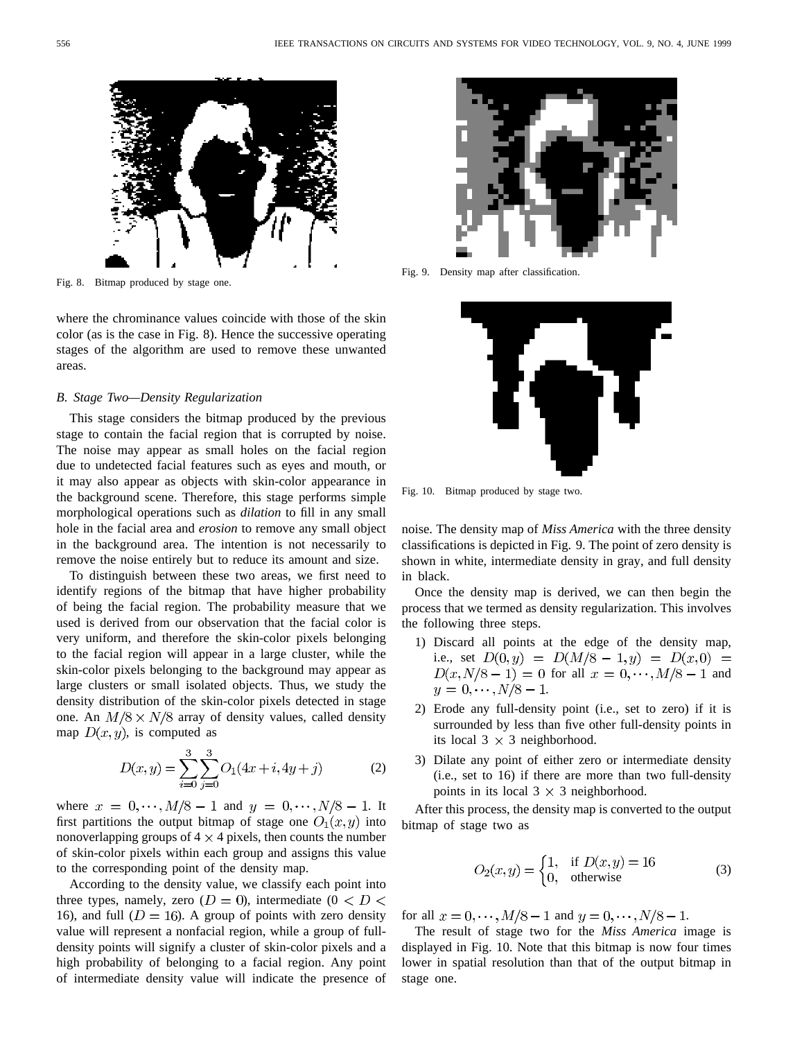Fig. 8. Bitmap produced by stage one.

Fig. 9. Density map after classification.

Fig. 10. Bitmap produced by stage two.

where the chrominance values coincide with those of the skin color (as is the case in Fig. 8). Hence the successive operating stages of the algorithm are used to remove these unwanted areas.

### B. Stage Two—Density Regularization

This stage considers the bitmap produced by the previous stage to contain the facial region that is corrupted by noise. The noise may appear as small holes on the facial region due to undetected facial features such as eyes and mouth, or it may also appear as objects with skin-color appearance in the background scene. Therefore, this stage performs simple morphological operations such as *dilation* to fill in any small hole in the facial area and *erosion* to remove any small object in the background area. The intention is not necessarily to remove the noise entirely but to reduce its amount and size.

To distinguish between these two areas, we first need to identify regions of the bitmap that have higher probability of being the facial region. The probability measure that we used is derived from our observation that the facial color is very uniform, and therefore the skin-color pixels belonging to the facial region will appear in a large cluster, while the skin-color pixels belonging to the background may appear as large clusters or small isolated objects. Thus, we study the density distribution of the skin-color pixels detected in stage one. An $M/8 \times N/8$ array of density values, called density map $D(x, y)$, is computed as

$$D(x, y) = \sum_{i=0}^{3} \sum_{j=0}^{3} O_1(4x + i, 4y + j) \tag{2}$$

where $x = 0, \cdots, M/8 - 1$ and $y = 0, \cdots, N/8 - 1$. It first partitions the output bitmap of stage one $O_1(x, y)$ into nonoverlapping groups of $4 \times 4$ pixels, then counts the number of skin-color pixels within each group and assigns this value to the corresponding point of the density map.

According to the density value, we classify each point into three types, namely, zero ($D = 0$), intermediate ($0 < D < 16$), and full ($D = 16$). A group of points with zero density value will represent a nonfacial region, while a group of full-density points will signify a cluster of skin-color pixels and a high probability of belonging to a facial region. Any point of intermediate density value will indicate the presence of noise. The density map of *Miss America* with the three density classifications is depicted in Fig. 9. The point of zero density is shown in white, intermediate density in gray, and full density in black.

Once the density map is derived, we can then begin the process that we termed as density regularization. This involves the following three steps.

1) Discard all points at the edge of the density map, i.e., set $D(0, y) = D(M/8 - 1, y) = D(x, 0) = D(x, N/8 - 1) = 0$ for all $x = 0, \cdots, M/8 - 1$ and $y = 0, \cdots, N/8 - 1$.
2) Erode any full-density point (i.e., set to zero) if it is surrounded by less than five other full-density points in its local $3 \times 3$ neighborhood.
3) Dilate any point of either zero or intermediate density (i.e., set to 16) if there are more than two full-density points in its local $3 \times 3$ neighborhood.

After this process, the density map is converted to the output bitmap of stage two as

$$O_2(x, y) = \begin{cases} 1, & \text{if } D(x, y) = 16 \\ 0, & \text{otherwise} \end{cases} \tag{3}$$

for all $x = 0, \cdots, M/8 - 1$ and $y = 0, \cdots, N/8 - 1$.

The result of stage two for the *Miss America* image is displayed in Fig. 10. Note that this bitmap is now four times lower in spatial resolution than that of the output bitmap in stage one.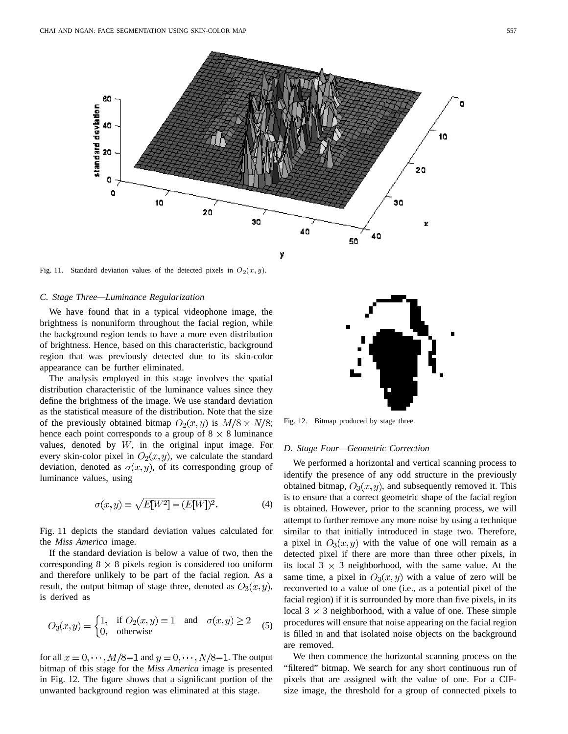Fig. 11. Standard deviation values of the detected pixels in $O_2(x, y)$.

### C. Stage Three—Luminance Regularization

We have found that in a typical videophone image, the brightness is nonuniform throughout the facial region, while the background region tends to have a more even distribution of brightness. Hence, based on this characteristic, background region that was previously detected due to its skin-color appearance can be further eliminated.

The analysis employed in this stage involves the spatial distribution characteristic of the luminance values since they define the brightness of the image. We use standard deviation as the statistical measure of the distribution. Note that the size of the previously obtained bitmap $O_2(x, y)$ is $M/8 \times N/8$; hence each point corresponds to a group of $8 \times 8$ luminance values, denoted by $W$, in the original input image. For every skin-color pixel in $O_2(x, y)$, we calculate the standard deviation, denoted as $\sigma(x, y)$, of its corresponding group of luminance values, using

$$\sigma(x, y) = \sqrt{E[W^2] - (E[W])^2}. \tag{4}$$

Fig. 11 depicts the standard deviation values calculated for the *Miss America* image.

If the standard deviation is below a value of two, then the corresponding $8 \times 8$ pixels region is considered too uniform and therefore unlikely to be part of the facial region. As a result, the output bitmap of stage three, denoted as $O_3(x, y)$, is derived as

$$O_3(x, y) = \begin{cases} 1, & \text{if } O_2(x, y) = 1 \quad \text{and} \quad \sigma(x, y) \geq 2 \\ 0, & \text{otherwise} \end{cases} \tag{5}$$

for all $x = 0, \cdots, M/8-1$ and $y = 0, \cdots, N/8-1$. The output bitmap of this stage for the *Miss America* image is presented in Fig. 12. The figure shows that a significant portion of the unwanted background region was eliminated at this stage.

Fig. 12. Bitmap produced by stage three.

### D. Stage Four—Geometric Correction

We performed a horizontal and vertical scanning process to identify the presence of any odd structure in the previously obtained bitmap, $O_3(x, y)$, and subsequently removed it. This is to ensure that a correct geometric shape of the facial region is obtained. However, prior to the scanning process, we will attempt to further remove any more noise by using a technique similar to that initially introduced in stage two. Therefore, a pixel in $O_3(x, y)$ with the value of one will remain as a detected pixel if there are more than three other pixels, in its local $3 \times 3$ neighborhood, with the same value. At the same time, a pixel in $O_3(x, y)$ with a value of zero will be reconverted to a value of one (i.e., as a potential pixel of the facial region) if it is surrounded by more than five pixels, in its local $3 \times 3$ neighborhood, with a value of one. These simple procedures will ensure that noise appearing on the facial region is filled in and that isolated noise objects on the background are removed.

We then commence the horizontal scanning process on the "filtered" bitmap. We search for any short continuous run of pixels that are assigned with the value of one. For a CIF-size image, the threshold for a group of connected pixels to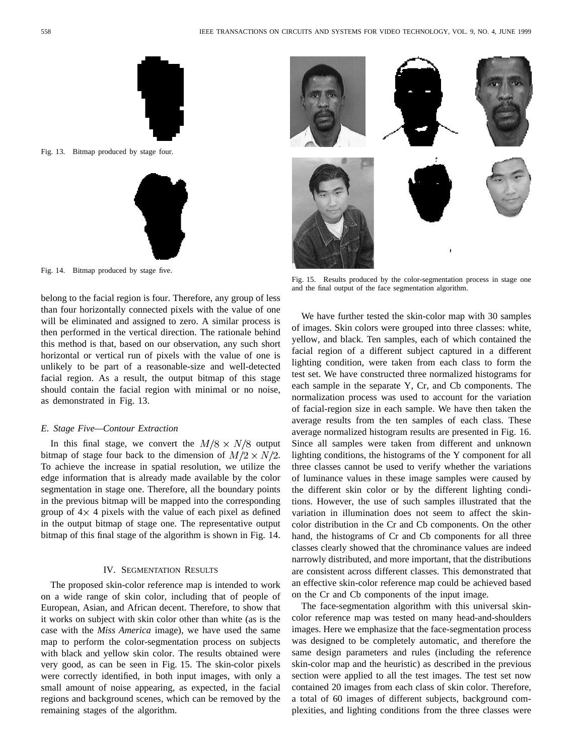Fig. 13. Bitmap produced by stage four.

Fig. 14. Bitmap produced by stage five.

Fig. 15. Results produced by the color-segmentation process in stage one and the final output of the face segmentation algorithm.

belong to the facial region is four. Therefore, any group of less than four horizontally connected pixels with the value of one will be eliminated and assigned to zero. A similar process is then performed in the vertical direction. The rationale behind this method is that, based on our observation, any such short horizontal or vertical run of pixels with the value of one is unlikely to be part of a reasonable-size and well-detected facial region. As a result, the output bitmap of this stage should contain the facial region with minimal or no noise, as demonstrated in Fig. 13.

### *E. Stage Five—Contour Extraction*

In this final stage, we convert the $M/8 \times N/8$ output bitmap of stage four back to the dimension of $M/2 \times N/2$. To achieve the increase in spatial resolution, we utilize the edge information that is already made available by the color segmentation in stage one. Therefore, all the boundary points in the previous bitmap will be mapped into the corresponding group of $4 \times 4$ pixels with the value of each pixel as defined in the output bitmap of stage one. The representative output bitmap of this final stage of the algorithm is shown in Fig. 14.

## IV. Segmentation Results

The proposed skin-color reference map is intended to work on a wide range of skin color, including that of people of European, Asian, and African decent. Therefore, to show that it works on subject with skin color other than white (as is the case with the *Miss America* image), we have used the same map to perform the color-segmentation process on subjects with black and yellow skin color. The results obtained were very good, as can be seen in Fig. 15. The skin-color pixels were correctly identified, in both input images, with only a small amount of noise appearing, as expected, in the facial regions and background scenes, which can be removed by the remaining stages of the algorithm.

We have further tested the skin-color map with 30 samples of images. Skin colors were grouped into three classes: white, yellow, and black. Ten samples, each of which contained the facial region of a different subject captured in a different lighting condition, were taken from each class to form the test set. We have constructed three normalized histograms for each sample in the separate Y, Cr, and Cb components. The normalization process was used to account for the variation of facial-region size in each sample. We have then taken the average results from the ten samples of each class. These average normalized histogram results are presented in Fig. 16. Since all samples were taken from different and unknown lighting conditions, the histograms of the Y component for all three classes cannot be used to verify whether the variations of luminance values in these image samples were caused by the different skin color or by the different lighting conditions. However, the use of such samples illustrated that the variation in illumination does not seem to affect the skin-color distribution in the Cr and Cb components. On the other hand, the histograms of Cr and Cb components for all three classes clearly showed that the chrominance values are indeed narrowly distributed, and more important, that the distributions are consistent across different classes. This demonstrated that an effective skin-color reference map could be achieved based on the Cr and Cb components of the input image.

The face-segmentation algorithm with this universal skin-color reference map was tested on many head-and-shoulders images. Here we emphasize that the face-segmentation process was designed to be completely automatic, and therefore the same design parameters and rules (including the reference skin-color map and the heuristic) as described in the previous section were applied to all the test images. The test set now contained 20 images from each class of skin color. Therefore, a total of 60 images of different subjects, background complexities, and lighting conditions from the three classes were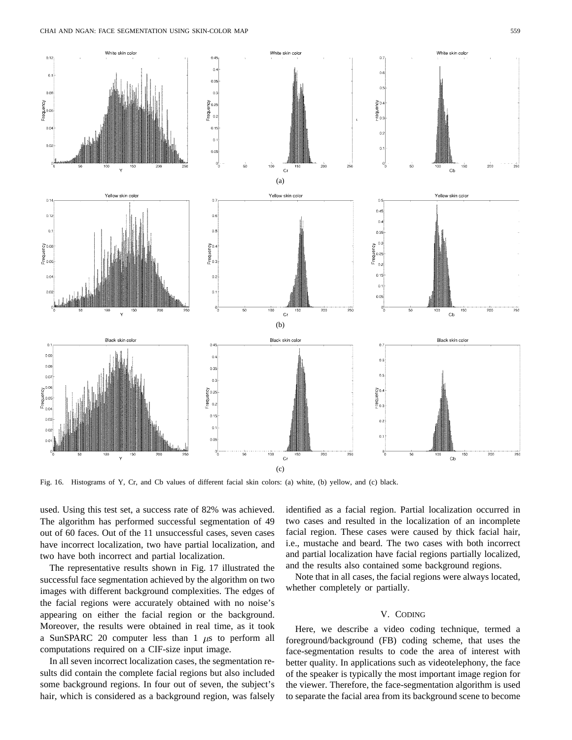Fig. 16. Histograms of Y, Cr, and Cb values of different facial skin colors: (a) white, (b) yellow, and (c) black.

used. Using this test set, a success rate of 82% was achieved. The algorithm has performed successful segmentation of 49 out of 60 faces. Out of the 11 unsuccessful cases, seven cases have incorrect localization, two have partial localization, and two have both incorrect and partial localization.

The representative results shown in Fig. 17 illustrated the successful face segmentation achieved by the algorithm on two images with different background complexities. The edges of the facial regions were accurately obtained with no noise's appearing on either the facial region or the background. Moreover, the results were obtained in real time, as it took a SunSPARC 20 computer less than 1 $\mu$s to perform all computations required on a CIF-size input image.

In all seven incorrect localization cases, the segmentation results did contain the complete facial regions but also included some background regions. In four out of seven, the subject's hair, which is considered as a background region, was falsely identified as a facial region. Partial localization occurred in two cases and resulted in the localization of an incomplete facial region. These cases were caused by thick facial hair, i.e., mustache and beard. The two cases with both incorrect and partial localization have facial regions partially localized, and the results also contained some background regions.

Note that in all cases, the facial regions were always located, whether completely or partially.

## V. Coding

Here, we describe a video coding technique, termed a foreground/background (FB) coding scheme, that uses the face-segmentation results to code the area of interest with better quality. In applications such as videotelephony, the face of the speaker is typically the most important image region for the viewer. Therefore, the face-segmentation algorithm is used to separate the facial area from its background scene to become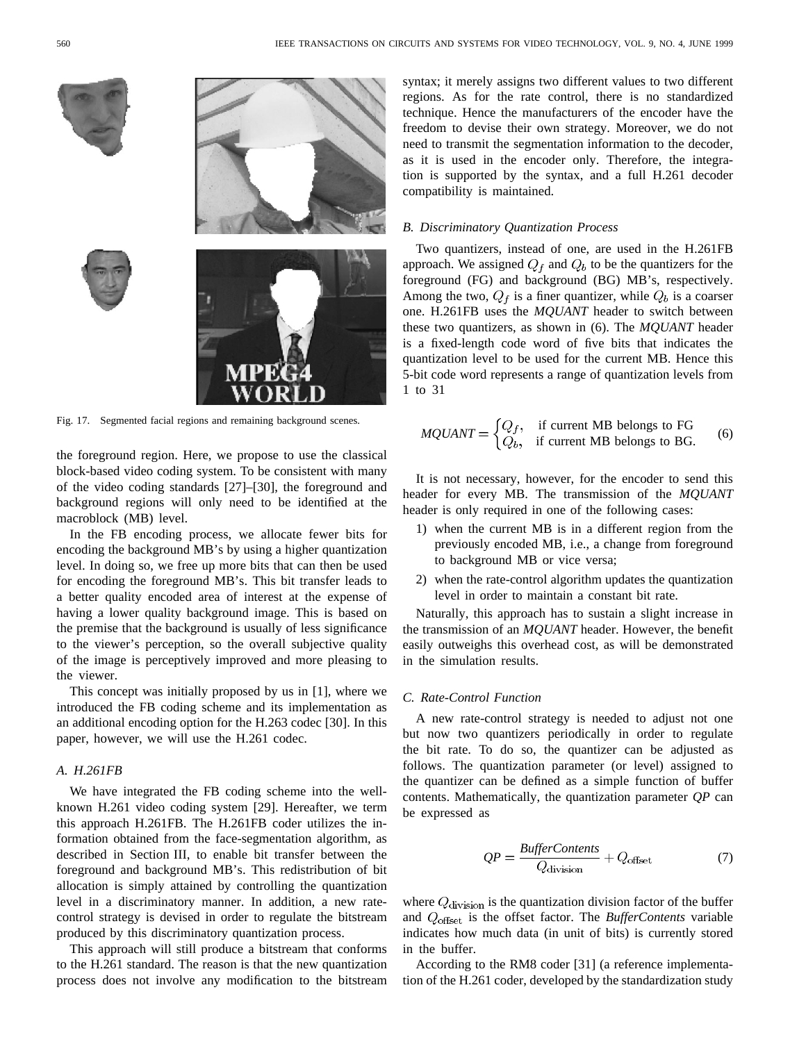Fig. 17. Segmented facial regions and remaining background scenes.

the foreground region. Here, we propose to use the classical block-based video coding system. To be consistent with many of the video coding standards [27]–[30], the foreground and background regions will only need to be identified at the macroblock (MB) level.

In the FB encoding process, we allocate fewer bits for encoding the background MB's by using a higher quantization level. In doing so, we free up more bits that can then be used for encoding the foreground MB's. This bit transfer leads to a better quality encoded area of interest at the expense of having a lower quality background image. This is based on the premise that the background is usually of less significance to the viewer's perception, so the overall subjective quality of the image is perceptively improved and more pleasing to the viewer.

This concept was initially proposed by us in [1], where we introduced the FB coding scheme and its implementation as an additional encoding option for the H.263 codec [30]. In this paper, however, we will use the H.261 codec.

### A. H.261FB

We have integrated the FB coding scheme into the well-known H.261 video coding system [29]. Hereafter, we term this approach H.261FB. The H.261FB coder utilizes the information obtained from the face-segmentation algorithm, as described in Section III, to enable bit transfer between the foreground and background MB's. This redistribution of bit allocation is simply attained by controlling the quantization level in a discriminatory manner. In addition, a new rate-control strategy is devised in order to regulate the bitstream produced by this discriminatory quantization process.

This approach will still produce a bitstream that conforms to the H.261 standard. The reason is that the new quantization process does not involve any modification to the bitstream syntax; it merely assigns two different values to two different regions. As for the rate control, there is no standardized technique. Hence the manufacturers of the encoder have the freedom to devise their own strategy. Moreover, we do not need to transmit the segmentation information to the decoder, as it is used in the encoder only. Therefore, the integration is supported by the syntax, and a full H.261 decoder compatibility is maintained.

### B. Discriminatory Quantization Process

Two quantizers, instead of one, are used in the H.261FB approach. We assigned $Q_f$ and $Q_b$ to be the quantizers for the foreground (FG) and background (BG) MB's, respectively. Among the two, $Q_f$ is a finer quantizer, while $Q_b$ is a coarser one. H.261FB uses the *MQUANT* header to switch between these two quantizers, as shown in (6). The *MQUANT* header is a fixed-length code word of five bits that indicates the quantization level to be used for the current MB. Hence this 5-bit code word represents a range of quantization levels from 1 to 31

$$MQUANT = \begin{cases} Q_f, & \text{if current MB belongs to FG} \\ Q_b, & \text{if current MB belongs to BG.} \end{cases} \quad (6)$$

It is not necessary, however, for the encoder to send this header for every MB. The transmission of the *MQUANT* header is only required in one of the following cases:

1) when the current MB is in a different region from the previously encoded MB, i.e., a change from foreground to background MB or vice versa;
2) when the rate-control algorithm updates the quantization level in order to maintain a constant bit rate.

Naturally, this approach has to sustain a slight increase in the transmission of an *MQUANT* header. However, the benefit easily outweighs this overhead cost, as will be demonstrated in the simulation results.

### C. Rate-Control Function

A new rate-control strategy is needed to adjust not one but now two quantizers periodically in order to regulate the bit rate. To do so, the quantizer can be adjusted as follows. The quantization parameter (or level) assigned to the quantizer can be defined as a simple function of buffer contents. Mathematically, the quantization parameter *QP* can be expressed as

$$QP = \frac{BufferContents}{Q_{\text{division}}} + Q_{\text{offset}} \quad (7)$$

where $Q_{\text{division}}$ is the quantization division factor of the buffer and $Q_{\text{offset}}$ is the offset factor. The *BufferContents* variable indicates how much data (in unit of bits) is currently stored in the buffer.

According to the RM8 coder [31] (a reference implementation of the H.261 coder, developed by the standardization study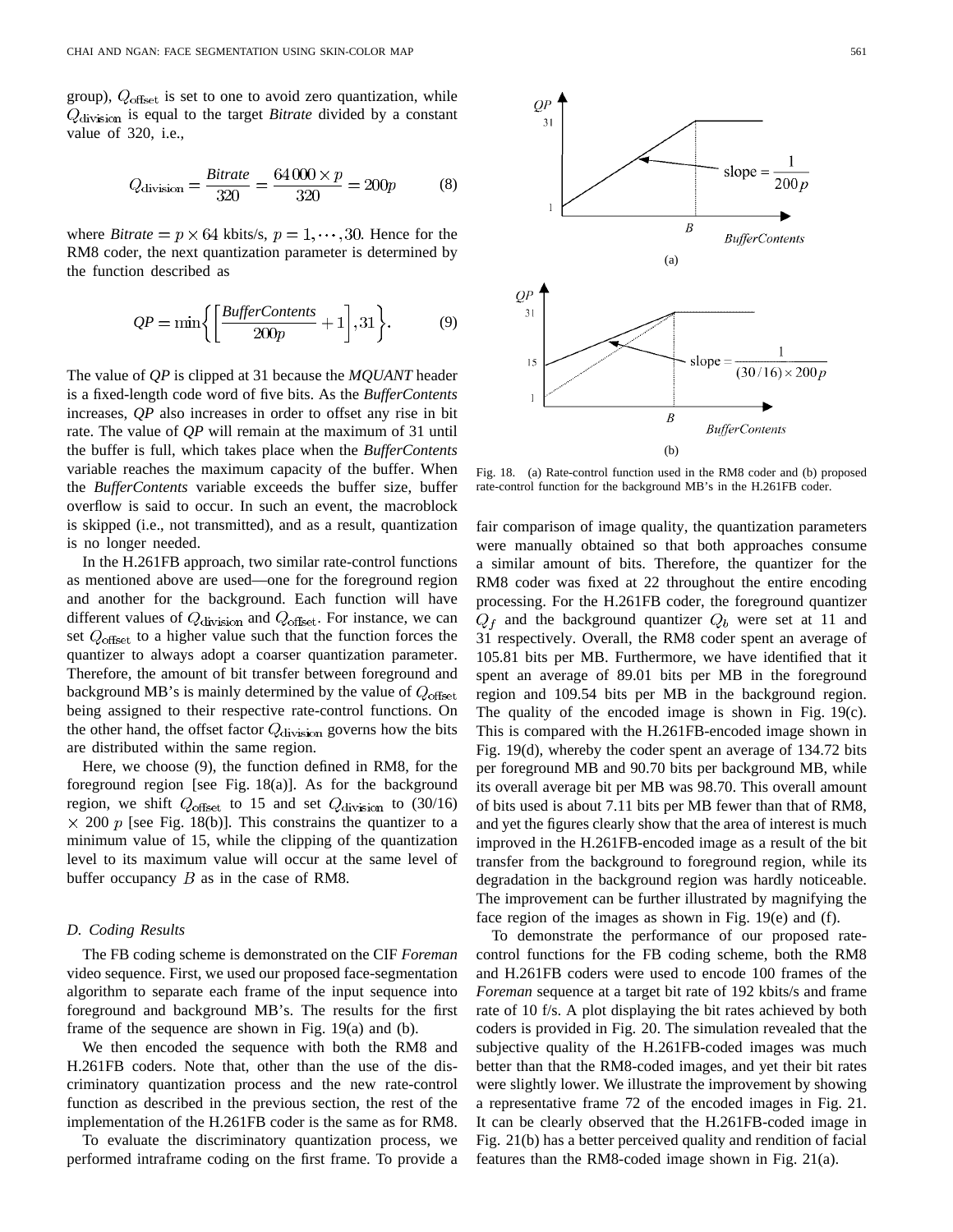group), $Q_{\text{offset}}$ is set to one to avoid zero quantization, while $Q_{\text{division}}$ is equal to the target *Bitrate* divided by a constant value of 320, i.e.,

$$Q_{\text{division}} = \frac{\mathit{Bitrate}}{320} = \frac{64\,000 \times p}{320} = 200p \tag{8}$$

where $\mathit{Bitrate} = p \times 64$ kbits/s, $p = 1, \cdots, 30$. Hence for the RM8 coder, the next quantization parameter is determined by the function described as

$$QP = \min\left\{\left[\frac{\mathit{BufferContents}}{200p} + 1\right], 31\right\}. \tag{9}$$

The value of *QP* is clipped at 31 because the *MQUANT* header is a fixed-length code word of five bits. As the *BufferContents* increases, *QP* also increases in order to offset any rise in bit rate. The value of *QP* will remain at the maximum of 31 until the buffer is full, which takes place when the *BufferContents* variable reaches the maximum capacity of the buffer. When the *BufferContents* variable exceeds the buffer size, buffer overflow is said to occur. In such an event, the macroblock is skipped (i.e., not transmitted), and as a result, quantization is no longer needed.

In the H.261FB approach, two similar rate-control functions as mentioned above are used—one for the foreground region and another for the background. Each function will have different values of $Q_{\text{division}}$ and $Q_{\text{offset}}$. For instance, we can set $Q_{\text{offset}}$ to a higher value such that the function forces the quantizer to always adopt a coarser quantization parameter. Therefore, the amount of bit transfer between foreground and background MB's is mainly determined by the value of $Q_{\text{offset}}$ being assigned to their respective rate-control functions. On the other hand, the offset factor $Q_{\text{division}}$ governs how the bits are distributed within the same region.

Here, we choose (9), the function defined in RM8, for the foreground region [see Fig. 18(a)]. As for the background region, we shift $Q_{\text{offset}}$ to 15 and set $Q_{\text{division}}$ to (30/16) $\times$ 200 $p$ [see Fig. 18(b)]. This constrains the quantizer to a minimum value of 15, while the clipping of the quantization level to its maximum value will occur at the same level of buffer occupancy $B$ as in the case of RM8.

Fig. 18. (a) Rate-control function used in the RM8 coder and (b) proposed rate-control function for the background MB's in the H.261FB coder.

### D. Coding Results

The FB coding scheme is demonstrated on the CIF *Foreman* video sequence. First, we used our proposed face-segmentation algorithm to separate each frame of the input sequence into foreground and background MB's. The results for the first frame of the sequence are shown in Fig. 19(a) and (b).

We then encoded the sequence with both the RM8 and H.261FB coders. Note that, other than the use of the discriminatory quantization process and the new rate-control function as described in the previous section, the rest of the implementation of the H.261FB coder is the same as for RM8.

To evaluate the discriminatory quantization process, we performed intraframe coding on the first frame. To provide a fair comparison of image quality, the quantization parameters were manually obtained so that both approaches consume a similar amount of bits. Therefore, the quantizer for the RM8 coder was fixed at 22 throughout the entire encoding processing. For the H.261FB coder, the foreground quantizer $Q_f$ and the background quantizer $Q_b$ were set at 11 and 31 respectively. Overall, the RM8 coder spent an average of 105.81 bits per MB. Furthermore, we have identified that it spent an average of 89.01 bits per MB in the foreground region and 109.54 bits per MB in the background region. The quality of the encoded image is shown in Fig. 19(c). This is compared with the H.261FB-encoded image shown in Fig. 19(d), whereby the coder spent an average of 134.72 bits per foreground MB and 90.70 bits per background MB, while its overall average bit per MB was 98.70. This overall amount of bits used is about 7.11 bits per MB fewer than that of RM8, and yet the figures clearly show that the area of interest is much improved in the H.261FB-encoded image as a result of the bit transfer from the background to foreground region, while its degradation in the background region was hardly noticeable. The improvement can be further illustrated by magnifying the face region of the images as shown in Fig. 19(e) and (f).

To demonstrate the performance of our proposed rate-control functions for the FB coding scheme, both the RM8 and H.261FB coders were used to encode 100 frames of the *Foreman* sequence at a target bit rate of 192 kbits/s and frame rate of 10 f/s. A plot displaying the bit rates achieved by both coders is provided in Fig. 20. The simulation revealed that the subjective quality of the H.261FB-coded images was much better than that the RM8-coded images, and yet their bit rates were slightly lower. We illustrate the improvement by showing a representative frame 72 of the encoded images in Fig. 21. It can be clearly observed that the H.261FB-coded image in Fig. 21(b) has a better perceived quality and rendition of facial features than the RM8-coded image shown in Fig. 21(a).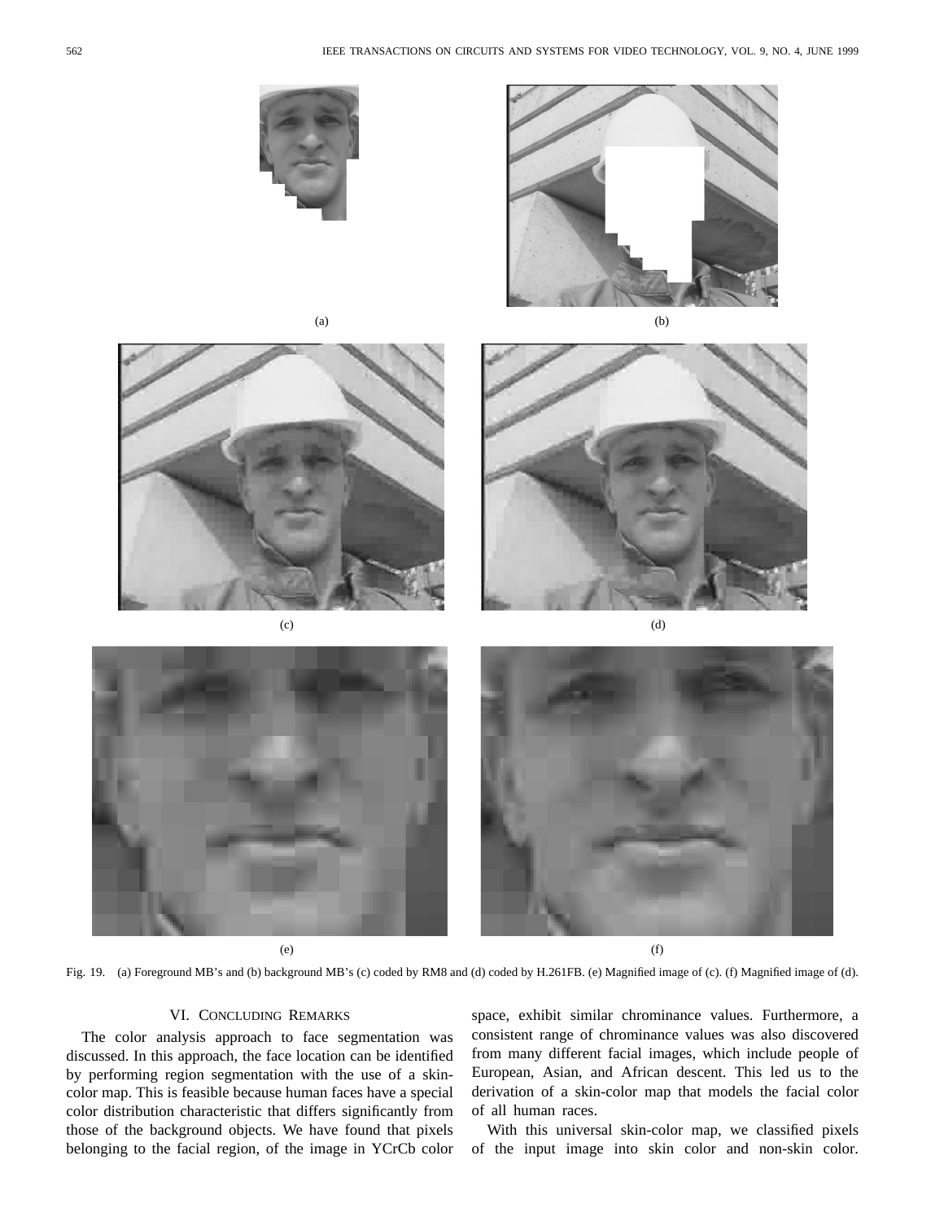(a)

(b)

(c)

(d)

(e)

(f)

Fig. 19. (a) Foreground MB's and (b) background MB's (c) coded by RM8 and (d) coded by H.261FB. (e) Magnified image of (c). (f) Magnified image of (d).

## VI. Concluding Remarks

The color analysis approach to face segmentation was discussed. In this approach, the face location can be identified by performing region segmentation with the use of a skin-color map. This is feasible because human faces have a special color distribution characteristic that differs significantly from those of the background objects. We have found that pixels belonging to the facial region, of the image in YCrCb color space, exhibit similar chrominance values. Furthermore, a consistent range of chrominance values was also discovered from many different facial images, which include people of European, Asian, and African descent. This led us to the derivation of a skin-color map that models the facial color of all human races.

With this universal skin-color map, we classified pixels of the input image into skin color and non-skin color.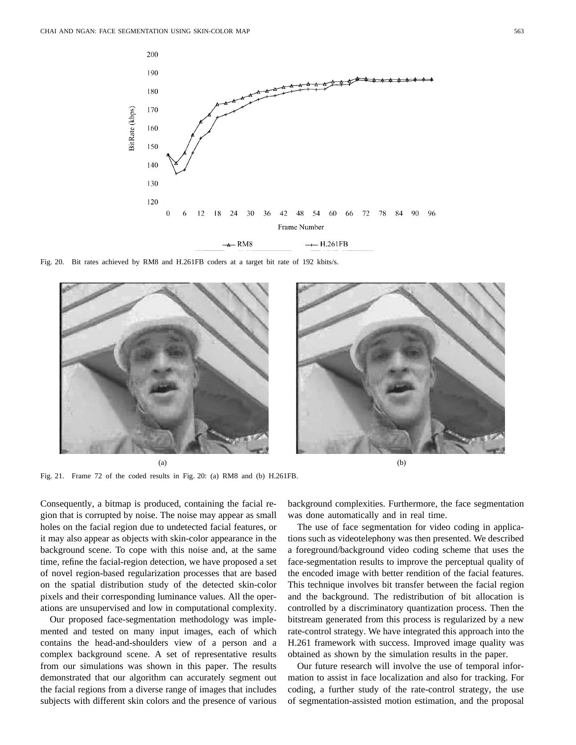200

190

180

170

160

150

140

130

120

Bit Rate (kbps)

0 6 12 18 24 30 36 42 48 54 60 66 72 78 84 90 96

Frame Number

RM8 H.261FB

Fig. 20. Bit rates achieved by RM8 and H.261FB coders at a target bit rate of 192 kbits/s.

(a) (b)

Fig. 21. Frame 72 of the coded results in Fig. 20: (a) RM8 and (b) H.261FB.

Consequently, a bitmap is produced, containing the facial region that is corrupted by noise. The noise may appear as small holes on the facial region due to undetected facial features, or it may also appear as objects with skin-color appearance in the background scene. To cope with this noise and, at the same time, refine the facial-region detection, we have proposed a set of novel region-based regularization processes that are based on the spatial distribution study of the detected skin-color pixels and their corresponding luminance values. All the operations are unsupervised and low in computational complexity.

Our proposed face-segmentation methodology was implemented and tested on many input images, each of which contains the head-and-shoulders view of a person and a complex background scene. A set of representative results from our simulations was shown in this paper. The results demonstrated that our algorithm can accurately segment out the facial regions from a diverse range of images that includes subjects with different skin colors and the presence of various background complexities. Furthermore, the face segmentation was done automatically and in real time.

The use of face segmentation for video coding in applications such as videotelephony was then presented. We described a foreground/background video coding scheme that uses the face-segmentation results to improve the perceptual quality of the encoded image with better rendition of the facial features. This technique involves bit transfer between the facial region and the background. The redistribution of bit allocation is controlled by a discriminatory quantization process. Then the bitstream generated from this process is regularized by a new rate-control strategy. We have integrated this approach into the H.261 framework with success. Improved image quality was obtained as shown by the simulation results in the paper.

Our future research will involve the use of temporal information to assist in face localization and also for tracking. For coding, a further study of the rate-control strategy, the use of segmentation-assisted motion estimation, and the proposal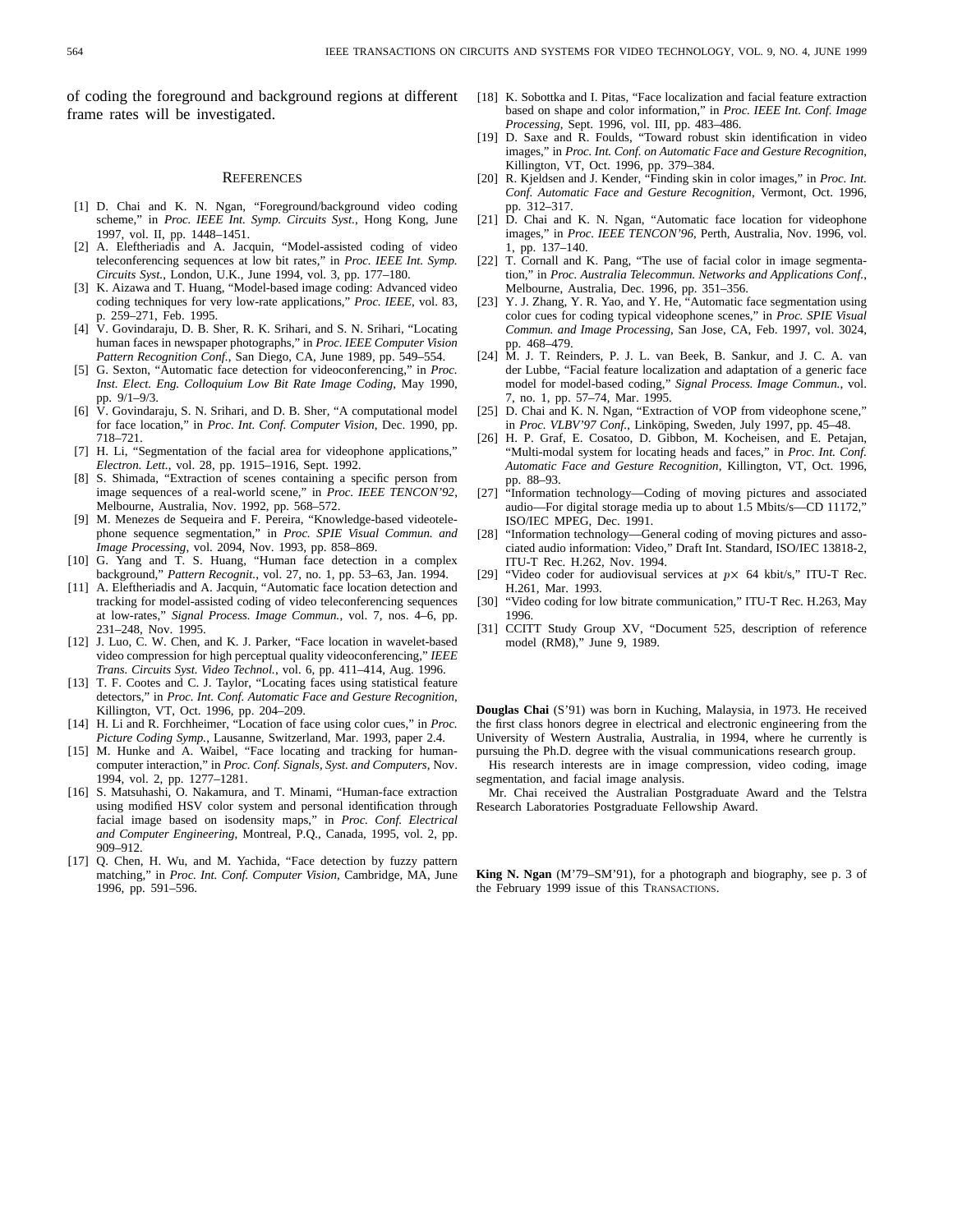of coding the foreground and background regions at different frame rates will be investigated.

## References

[1] D. Chai and K. N. Ngan, "Foreground/background video coding scheme," in *Proc. IEEE Int. Symp. Circuits Syst.*, Hong Kong, June 1997, vol. II, pp. 1448–1451.

[2] A. Eleftheriadis and A. Jacquin, "Model-assisted coding of video teleconferencing sequences at low bit rates," in *Proc. IEEE Int. Symp. Circuits Syst.*, London, U.K., June 1994, vol. 3, pp. 177–180.

[3] K. Aizawa and T. Huang, "Model-based image coding: Advanced video coding techniques for very low-rate applications," *Proc. IEEE*, vol. 83, p. 259–271, Feb. 1995.

[4] V. Govindaraju, D. B. Sher, R. K. Srihari, and S. N. Srihari, "Locating human faces in newspaper photographs," in *Proc. IEEE Computer Vision Pattern Recognition Conf.*, San Diego, CA, June 1989, pp. 549–554.

[5] G. Sexton, "Automatic face detection for videoconferencing," in *Proc. Inst. Elect. Eng. Colloquium Low Bit Rate Image Coding*, May 1990, pp. 9/1–9/3.

[6] V. Govindaraju, S. N. Srihari, and D. B. Sher, "A computational model for face location," in *Proc. Int. Conf. Computer Vision*, Dec. 1990, pp. 718–721.

[7] H. Li, "Segmentation of the facial area for videophone applications," *Electron. Lett.*, vol. 28, pp. 1915–1916, Sept. 1992.

[8] S. Shimada, "Extraction of scenes containing a specific person from image sequences of a real-world scene," in *Proc. IEEE TENCON'92*, Melbourne, Australia, Nov. 1992, pp. 568–572.

[9] M. Menezes de Sequeira and F. Pereira, "Knowledge-based videotelephone sequence segmentation," in *Proc. SPIE Visual Commun. and Image Processing*, vol. 2094, Nov. 1993, pp. 858–869.

[10] G. Yang and T. S. Huang, "Human face detection in a complex background," *Pattern Recognit.*, vol. 27, no. 1, pp. 53–63, Jan. 1994.

[11] A. Eleftheriadis and A. Jacquin, "Automatic face location detection and tracking for model-assisted coding of video teleconferencing sequences at low-rates," *Signal Process. Image Commun.*, vol. 7, nos. 4–6, pp. 231–248, Nov. 1995.

[12] J. Luo, C. W. Chen, and K. J. Parker, "Face location in wavelet-based video compression for high perceptual quality videoconferencing," *IEEE Trans. Circuits Syst. Video Technol.*, vol. 6, pp. 411–414, Aug. 1996.

[13] T. F. Cootes and C. J. Taylor, "Locating faces using statistical feature detectors," in *Proc. Int. Conf. Automatic Face and Gesture Recognition*, Killington, VT, Oct. 1996, pp. 204–209.

[14] H. Li and R. Forchheimer, "Location of face using color cues," in *Proc. Picture Coding Symp.*, Lausanne, Switzerland, Mar. 1993, paper 2.4.

[15] M. Hunke and A. Waibel, "Face locating and tracking for human-computer interaction," in *Proc. Conf. Signals, Syst. and Computers*, Nov. 1994, vol. 2, pp. 1277–1281.

[16] S. Matsuhashi, O. Nakamura, and T. Minami, "Human-face extraction using modified HSV color system and personal identification through facial image based on isodensity maps," in *Proc. Conf. Electrical and Computer Engineering*, Montreal, P.Q., Canada, 1995, vol. 2, pp. 909–912.

[17] Q. Chen, H. Wu, and M. Yachida, "Face detection by fuzzy pattern matching," in *Proc. Int. Conf. Computer Vision*, Cambridge, MA, June 1996, pp. 591–596.

[18] K. Sobottka and I. Pitas, "Face localization and facial feature extraction based on shape and color information," in *Proc. IEEE Int. Conf. Image Processing*, Sept. 1996, vol. III, pp. 483–486.

[19] D. Saxe and R. Foulds, "Toward robust skin identification in video images," in *Proc. Int. Conf. on Automatic Face and Gesture Recognition*, Killington, VT, Oct. 1996, pp. 379–384.

[20] R. Kjeldsen and J. Kender, "Finding skin in color images," in *Proc. Int. Conf. Automatic Face and Gesture Recognition*, Vermont, Oct. 1996, pp. 312–317.

[21] D. Chai and K. N. Ngan, "Automatic face location for videophone images," in *Proc. IEEE TENCON'96*, Perth, Australia, Nov. 1996, vol. 1, pp. 137–140.

[22] T. Cornall and K. Pang, "The use of facial color in image segmentation," in *Proc. Australia Telecommun. Networks and Applications Conf.*, Melbourne, Australia, Dec. 1996, pp. 351–356.

[23] Y. J. Zhang, Y. R. Yao, and Y. He, "Automatic face segmentation using color cues for coding typical videophone scenes," in *Proc. SPIE Visual Commun. and Image Processing*, San Jose, CA, Feb. 1997, vol. 3024, pp. 468–479.

[24] M. J. T. Reinders, P. J. L. van Beek, B. Sankur, and J. C. A. van der Lubbe, "Facial feature localization and adaptation of a generic face model for model-based coding," *Signal Process. Image Commun.*, vol. 7, no. 1, pp. 57–74, Mar. 1995.

[25] D. Chai and K. N. Ngan, "Extraction of VOP from videophone scene," in *Proc. VLBV'97 Conf.*, Linköping, Sweden, July 1997, pp. 45–48.

[26] H. P. Graf, E. Cosatoo, D. Gibbon, M. Kocheisen, and E. Petajan, "Multi-modal system for locating heads and faces," in *Proc. Int. Conf. Automatic Face and Gesture Recognition*, Killington, VT, Oct. 1996, pp. 88–93.

[27] "Information technology—Coding of moving pictures and associated audio—For digital storage media up to about 1.5 Mbits/s—CD 11172," ISO/IEC MPEG, Dec. 1991.

[28] "Information technology—General coding of moving pictures and associated audio information: Video," Draft Int. Standard, ISO/IEC 13818-2, ITU-T Rec. H.262, Nov. 1994.

[29] "Video coder for audiovisual services at $p\times$ 64 kbit/s," ITU-T Rec. H.261, Mar. 1993.

[30] "Video coding for low bitrate communication," ITU-T Rec. H.263, May 1996.

[31] CCITT Study Group XV, "Document 525, description of reference model (RM8)," June 9, 1989.

**Douglas Chai** (S'91) was born in Kuching, Malaysia, in 1973. He received the first class honors degree in electrical and electronic engineering from the University of Western Australia, Australia, in 1994, where he currently is pursuing the Ph.D. degree with the visual communications research group.

His research interests are in image compression, video coding, image segmentation, and facial image analysis.

Mr. Chai received the Australian Postgraduate Award and the Telstra Research Laboratories Postgraduate Fellowship Award.

**King N. Ngan** (M'79–SM'91), for a photograph and biography, see p. 3 of the February 1999 issue of this Transactions.